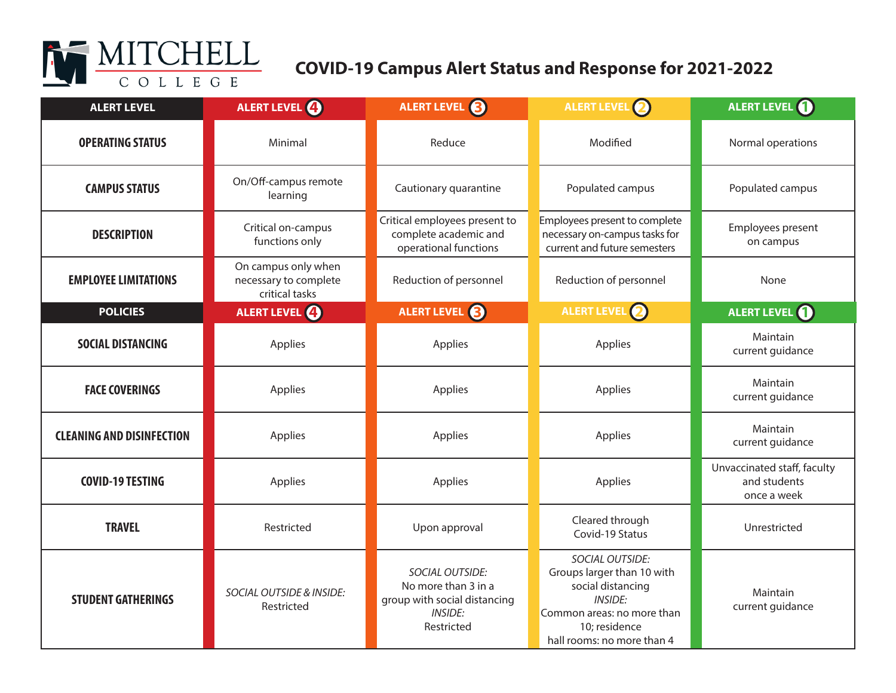MITCHELL COLLEGE

# COVID-19 Campus Alert Status and Response for 2021-2022

| ALERT LEVEL | ALERT LEVEL 4 | ALERT LEVEL 3 | ALERT LEVEL 2 | ALERT LEVEL 1 |
|---|---|---|---|---|
| **OPERATING STATUS** | Minimal | Reduce | Modified | Normal operations |
| **CAMPUS STATUS** | On/Off-campus remote learning | Cautionary quarantine | Populated campus | Populated campus |
| **DESCRIPTION** | Critical on-campus functions only | Critical employees present to complete academic and operational functions | Employees present to complete necessary on-campus tasks for current and future semesters | Employees present on campus |
| **EMPLOYEE LIMITATIONS** | On campus only when necessary to complete critical tasks | Reduction of personnel | Reduction of personnel | None |
| **POLICIES** | **ALERT LEVEL 4** | **ALERT LEVEL 3** | **ALERT LEVEL 2** | **ALERT LEVEL 1** |
| **SOCIAL DISTANCING** | Applies | Applies | Applies | Maintain current guidance |
| **FACE COVERINGS** | Applies | Applies | Applies | Maintain current guidance |
| **CLEANING AND DISINFECTION** | Applies | Applies | Applies | Maintain current guidance |
| **COVID-19 TESTING** | Applies | Applies | Applies | Unvaccinated staff, faculty and students once a week |
| **TRAVEL** | Restricted | Upon approval | Cleared through Covid-19 Status | Unrestricted |
| **STUDENT GATHERINGS** | *SOCIAL OUTSIDE & INSIDE:* Restricted | *SOCIAL OUTSIDE:* No more than 3 in a group with social distancing *INSIDE:* Restricted | *SOCIAL OUTSIDE:* Groups larger than 10 with social distancing *INSIDE:* Common areas: no more than 10; residence hall rooms: no more than 4 | Maintain current guidance |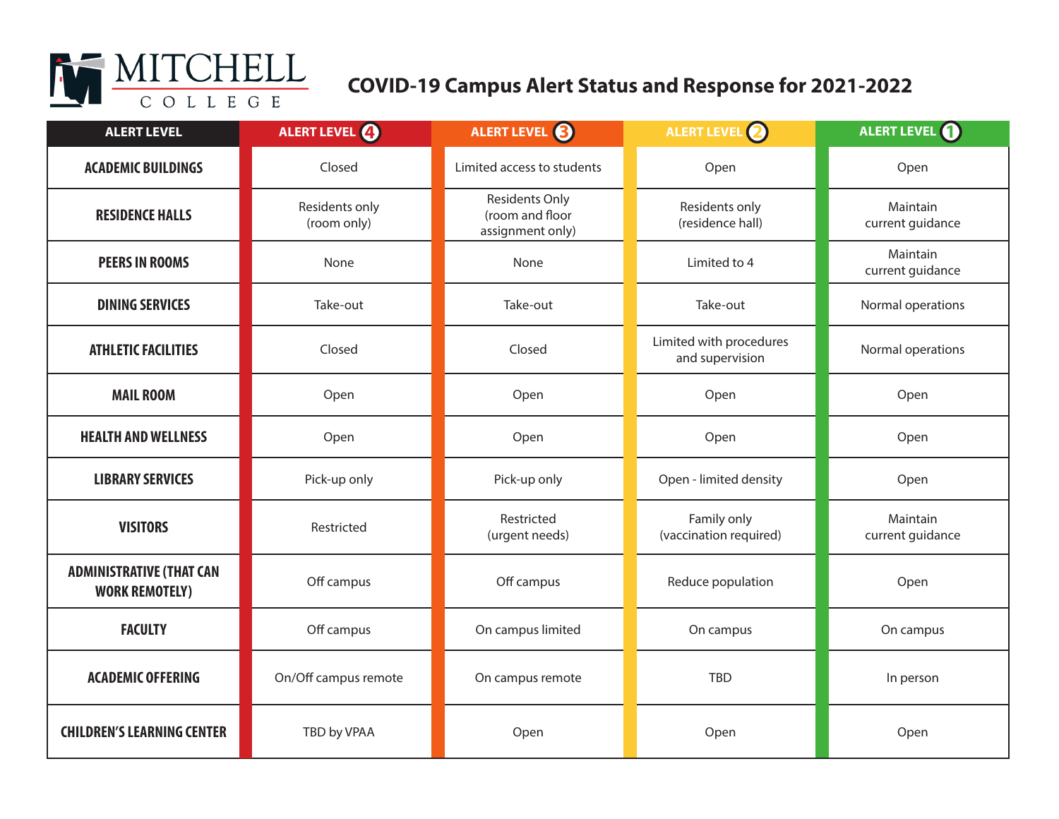MITCHELL COLLEGE

# COVID-19 Campus Alert Status and Response for 2021-2022

| ALERT LEVEL | ALERT LEVEL 4 | ALERT LEVEL 3 | ALERT LEVEL 2 | ALERT LEVEL 1 |
|---|---|---|---|---|
| ACADEMIC BUILDINGS | Closed | Limited access to students | Open | Open |
| RESIDENCE HALLS | Residents only (room only) | Residents Only (room and floor assignment only) | Residents only (residence hall) | Maintain current guidance |
| PEERS IN ROOMS | None | None | Limited to 4 | Maintain current guidance |
| DINING SERVICES | Take-out | Take-out | Take-out | Normal operations |
| ATHLETIC FACILITIES | Closed | Closed | Limited with procedures and supervision | Normal operations |
| MAIL ROOM | Open | Open | Open | Open |
| HEALTH AND WELLNESS | Open | Open | Open | Open |
| LIBRARY SERVICES | Pick-up only | Pick-up only | Open - limited density | Open |
| VISITORS | Restricted | Restricted (urgent needs) | Family only (vaccination required) | Maintain current guidance |
| ADMINISTRATIVE (THAT CAN WORK REMOTELY) | Off campus | Off campus | Reduce population | Open |
| FACULTY | Off campus | On campus limited | On campus | On campus |
| ACADEMIC OFFERING | On/Off campus remote | On campus remote | TBD | In person |
| CHILDREN'S LEARNING CENTER | TBD by VPAA | Open | Open | Open |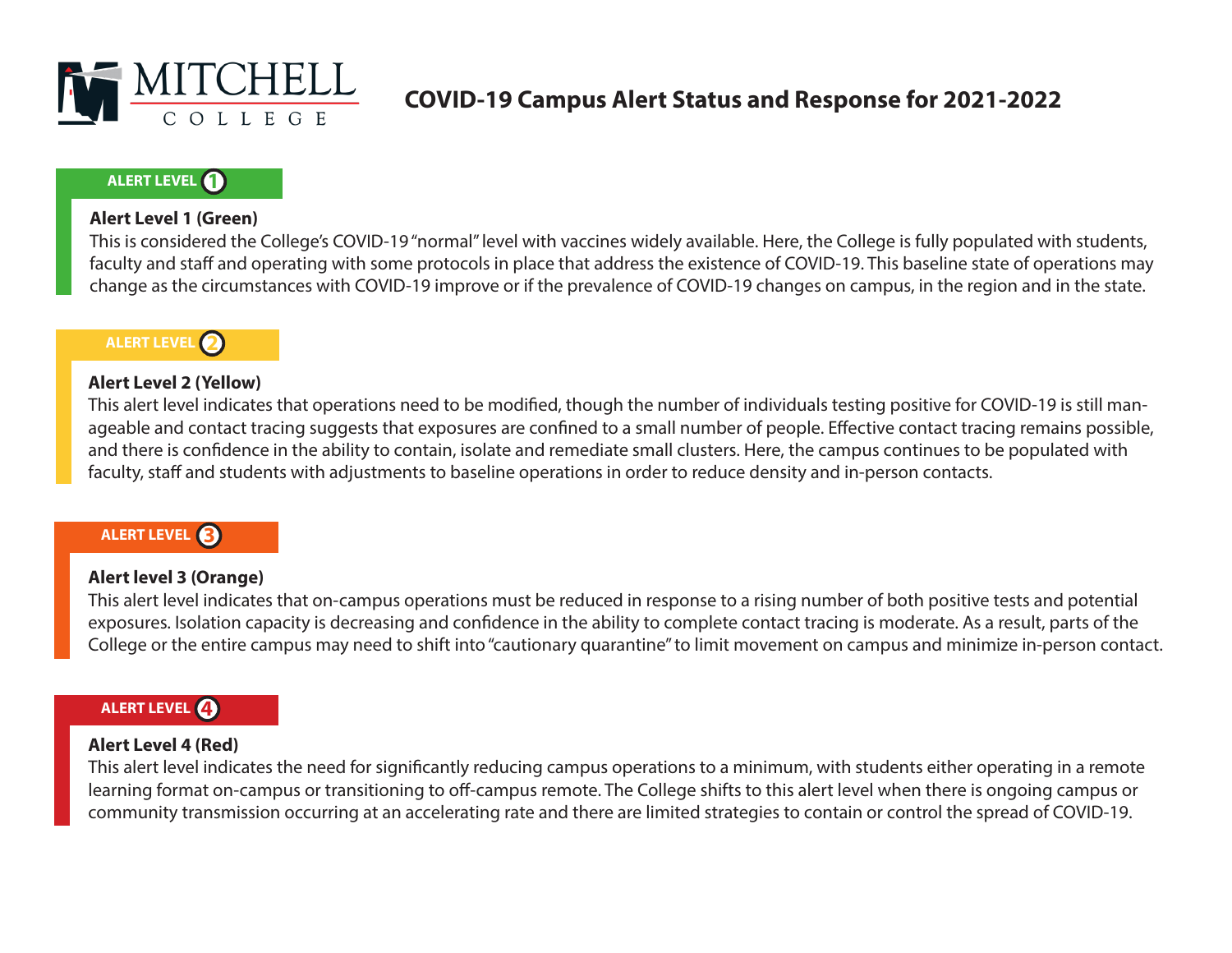MITCHELL COLLEGE

# COVID-19 Campus Alert Status and Response for 2021-2022

ALERT LEVEL 1

**Alert Level 1 (Green)**

This is considered the College's COVID-19 "normal" level with vaccines widely available. Here, the College is fully populated with students, faculty and staff and operating with some protocols in place that address the existence of COVID-19. This baseline state of operations may change as the circumstances with COVID-19 improve or if the prevalence of COVID-19 changes on campus, in the region and in the state.

ALERT LEVEL 2

**Alert Level 2 (Yellow)**

This alert level indicates that operations need to be modified, though the number of individuals testing positive for COVID-19 is still manageable and contact tracing suggests that exposures are confined to a small number of people. Effective contact tracing remains possible, and there is confidence in the ability to contain, isolate and remediate small clusters. Here, the campus continues to be populated with faculty, staff and students with adjustments to baseline operations in order to reduce density and in-person contacts.

ALERT LEVEL 3

**Alert level 3 (Orange)**

This alert level indicates that on-campus operations must be reduced in response to a rising number of both positive tests and potential exposures. Isolation capacity is decreasing and confidence in the ability to complete contact tracing is moderate. As a result, parts of the College or the entire campus may need to shift into "cautionary quarantine" to limit movement on campus and minimize in-person contact.

ALERT LEVEL 4

**Alert Level 4 (Red)**

This alert level indicates the need for significantly reducing campus operations to a minimum, with students either operating in a remote learning format on-campus or transitioning to off-campus remote. The College shifts to this alert level when there is ongoing campus or community transmission occurring at an accelerating rate and there are limited strategies to contain or control the spread of COVID-19.